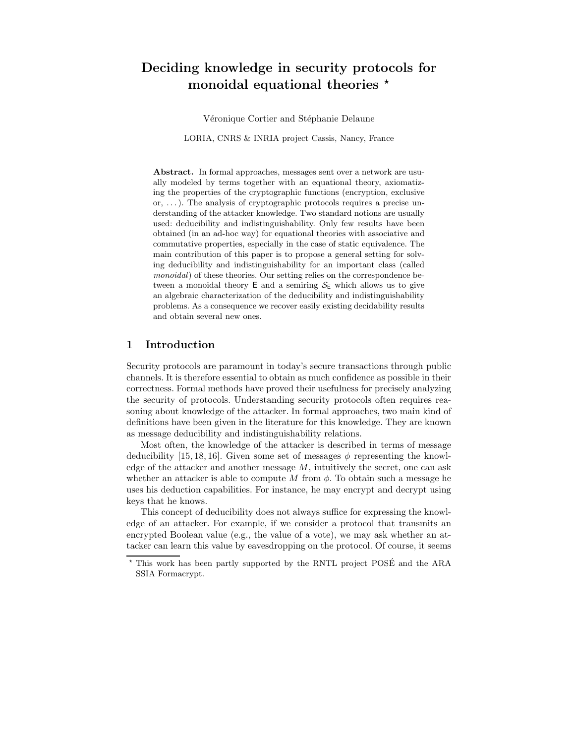# Deciding knowledge in security protocols for monoidal equational theories *

Véronique Cortier and Stéphanie Delaune

LORIA, CNRS & INRIA project Cassis, Nancy, France

**Abstract.** In formal approaches, messages sent over a network are usually modeled by terms together with an equational theory, axiomatizing the properties of the cryptographic functions (encryption, exclusive or, ...). The analysis of cryptographic protocols requires a precise understanding of the attacker knowledge. Two standard notions are usually used: deducibility and indistinguishability. Only few results have been obtained (in an ad-hoc way) for equational theories with associative and commutative properties, especially in the case of static equivalence. The main contribution of this paper is to propose a general setting for solving deducibility and indistinguishability for an important class (called *monoidal*) of these theories. Our setting relies on the correspondence between a monoidal theory $\mathsf{E}$ and a semiring $\mathcal{S}_\mathsf{E}$ which allows us to give an algebraic characterization of the deducibility and indistinguishability problems. As a consequence we recover easily existing decidability results and obtain several new ones.

## 1 Introduction

Security protocols are paramount in today's secure transactions through public channels. It is therefore essential to obtain as much confidence as possible in their correctness. Formal methods have proved their usefulness for precisely analyzing the security of protocols. Understanding security protocols often requires reasoning about knowledge of the attacker. In formal approaches, two main kind of definitions have been given in the literature for this knowledge. They are known as message deducibility and indistinguishability relations.

Most often, the knowledge of the attacker is described in terms of message deducibility [15, 18, 16]. Given some set of messages $\phi$ representing the knowledge of the attacker and another message $M$, intuitively the secret, one can ask whether an attacker is able to compute $M$ from $\phi$. To obtain such a message he uses his deduction capabilities. For instance, he may encrypt and decrypt using keys that he knows.

This concept of deducibility does not always suffice for expressing the knowledge of an attacker. For example, if we consider a protocol that transmits an encrypted Boolean value (e.g., the value of a vote), we may ask whether an attacker can learn this value by eavesdropping on the protocol. Of course, it seems

---

* This work has been partly supported by the RNTL project POSÉ and the ARA SSIA Formacrypt.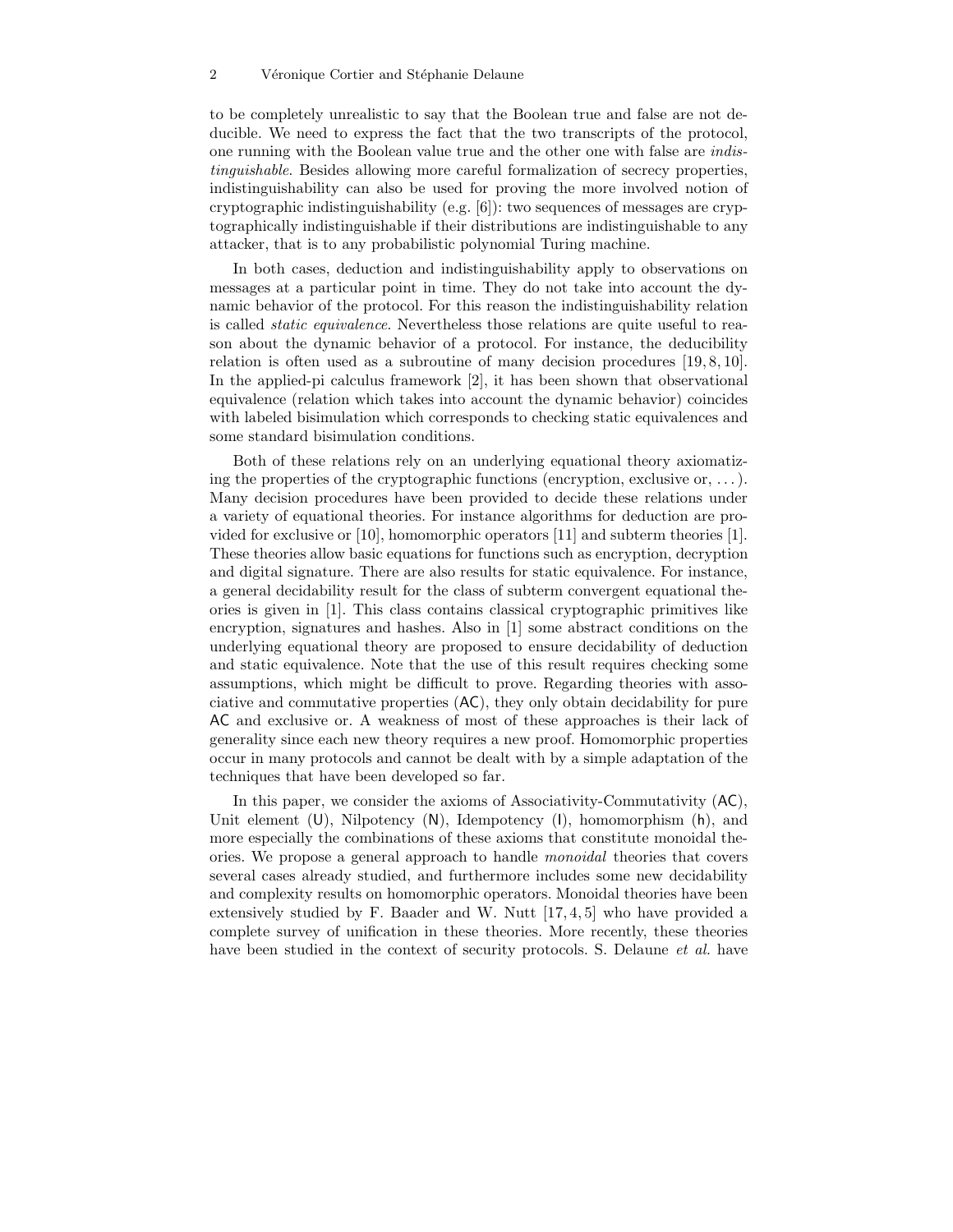to be completely unrealistic to say that the Boolean true and false are not deducible. We need to express the fact that the two transcripts of the protocol, one running with the Boolean value true and the other one with false are *indistinguishable*. Besides allowing more careful formalization of secrecy properties, indistinguishability can also be used for proving the more involved notion of cryptographic indistinguishability (e.g. [6]): two sequences of messages are cryptographically indistinguishable if their distributions are indistinguishable to any attacker, that is to any probabilistic polynomial Turing machine.

In both cases, deduction and indistinguishability apply to observations on messages at a particular point in time. They do not take into account the dynamic behavior of the protocol. For this reason the indistinguishability relation is called *static equivalence*. Nevertheless those relations are quite useful to reason about the dynamic behavior of a protocol. For instance, the deducibility relation is often used as a subroutine of many decision procedures [19, 8, 10]. In the applied-pi calculus framework [2], it has been shown that observational equivalence (relation which takes into account the dynamic behavior) coincides with labeled bisimulation which corresponds to checking static equivalences and some standard bisimulation conditions.

Both of these relations rely on an underlying equational theory axiomatizing the properties of the cryptographic functions (encryption, exclusive or, ...). Many decision procedures have been provided to decide these relations under a variety of equational theories. For instance algorithms for deduction are provided for exclusive or [10], homomorphic operators [11] and subterm theories [1]. These theories allow basic equations for functions such as encryption, decryption and digital signature. There are also results for static equivalence. For instance, a general decidability result for the class of subterm convergent equational theories is given in [1]. This class contains classical cryptographic primitives like encryption, signatures and hashes. Also in [1] some abstract conditions on the underlying equational theory are proposed to ensure decidability of deduction and static equivalence. Note that the use of this result requires checking some assumptions, which might be difficult to prove. Regarding theories with associative and commutative properties (AC), they only obtain decidability for pure AC and exclusive or. A weakness of most of these approaches is their lack of generality since each new theory requires a new proof. Homomorphic properties occur in many protocols and cannot be dealt with by a simple adaptation of the techniques that have been developed so far.

In this paper, we consider the axioms of Associativity-Commutativity (AC), Unit element (U), Nilpotency (N), Idempotency (I), homomorphism (h), and more especially the combinations of these axioms that constitute monoidal theories. We propose a general approach to handle *monoidal* theories that covers several cases already studied, and furthermore includes some new decidability and complexity results on homomorphic operators. Monoidal theories have been extensively studied by F. Baader and W. Nutt [17, 4, 5] who have provided a complete survey of unification in these theories. More recently, these theories have been studied in the context of security protocols. S. Delaune *et al.* have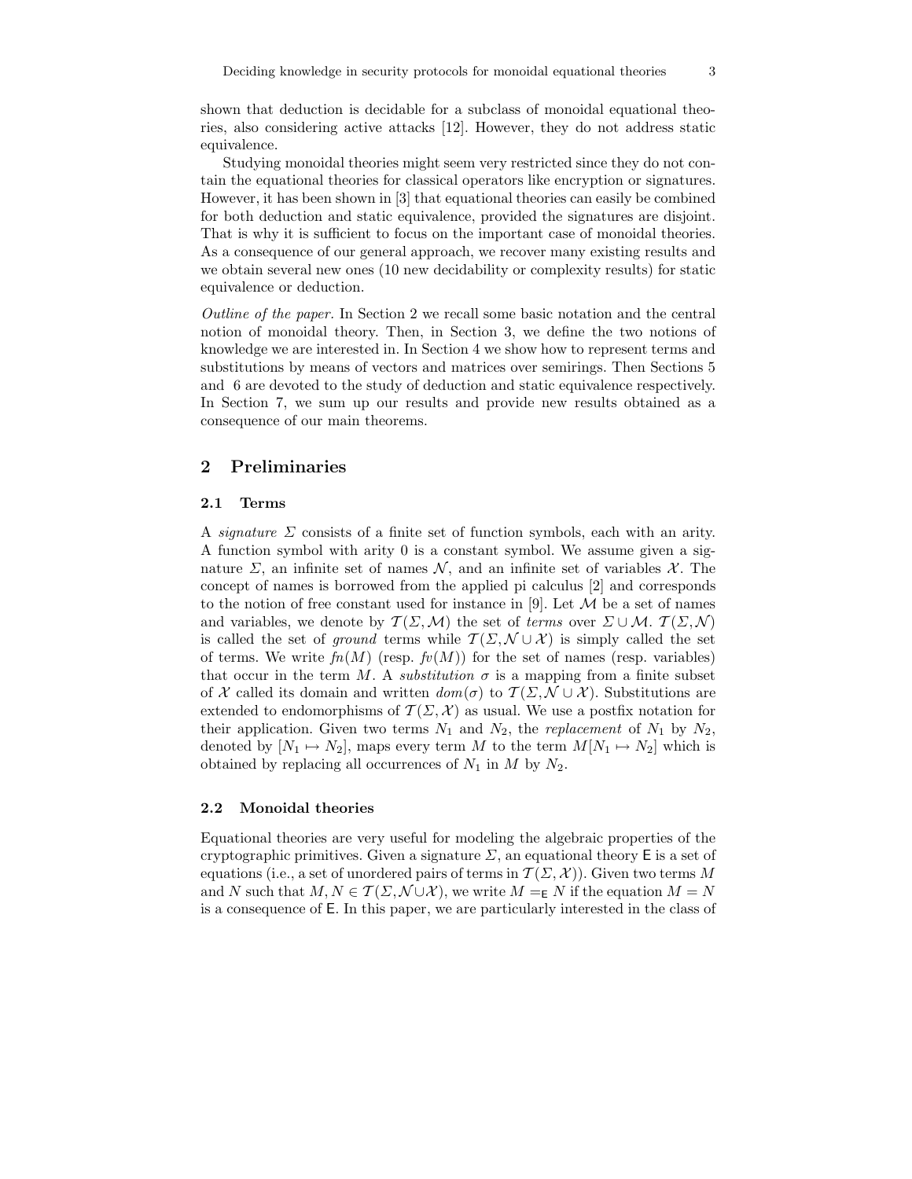shown that deduction is decidable for a subclass of monoidal equational theories, also considering active attacks [12]. However, they do not address static equivalence.

Studying monoidal theories might seem very restricted since they do not contain the equational theories for classical operators like encryption or signatures. However, it has been shown in [3] that equational theories can easily be combined for both deduction and static equivalence, provided the signatures are disjoint. That is why it is sufficient to focus on the important case of monoidal theories. As a consequence of our general approach, we recover many existing results and we obtain several new ones (10 new decidability or complexity results) for static equivalence or deduction.

*Outline of the paper.* In Section 2 we recall some basic notation and the central notion of monoidal theory. Then, in Section 3, we define the two notions of knowledge we are interested in. In Section 4 we show how to represent terms and substitutions by means of vectors and matrices over semirings. Then Sections 5 and 6 are devoted to the study of deduction and static equivalence respectively. In Section 7, we sum up our results and provide new results obtained as a consequence of our main theorems.

## 2 Preliminaries

### 2.1 Terms

A *signature* $\Sigma$ consists of a finite set of function symbols, each with an arity. A function symbol with arity 0 is a constant symbol. We assume given a signature $\Sigma$, an infinite set of names $\mathcal{N}$, and an infinite set of variables $\mathcal{X}$. The concept of names is borrowed from the applied pi calculus [2] and corresponds to the notion of free constant used for instance in [9]. Let $\mathcal{M}$ be a set of names and variables, we denote by $\mathcal{T}(\Sigma, \mathcal{M})$ the set of *terms* over $\Sigma \cup \mathcal{M}$. $\mathcal{T}(\Sigma, \mathcal{N})$ is called the set of *ground* terms while $\mathcal{T}(\Sigma, \mathcal{N} \cup \mathcal{X})$ is simply called the set of terms. We write $fn(M)$ (resp. $fv(M)$) for the set of names (resp. variables) that occur in the term $M$. A *substitution* $\sigma$ is a mapping from a finite subset of $\mathcal{X}$ called its domain and written $dom(\sigma)$ to $\mathcal{T}(\Sigma, \mathcal{N} \cup \mathcal{X})$. Substitutions are extended to endomorphisms of $\mathcal{T}(\Sigma, \mathcal{X})$ as usual. We use a postfix notation for their application. Given two terms $N_1$ and $N_2$, the *replacement* of $N_1$ by $N_2$, denoted by $[N_1 \mapsto N_2]$, maps every term $M$ to the term $M[N_1 \mapsto N_2]$ which is obtained by replacing all occurrences of $N_1$ in $M$ by $N_2$.

### 2.2 Monoidal theories

Equational theories are very useful for modeling the algebraic properties of the cryptographic primitives. Given a signature $\Sigma$, an equational theory $\mathsf{E}$ is a set of equations (i.e., a set of unordered pairs of terms in $\mathcal{T}(\Sigma, \mathcal{X})$). Given two terms $M$ and $N$ such that $M, N \in \mathcal{T}(\Sigma, \mathcal{N} \cup \mathcal{X})$, we write $M =_{\mathsf{E}} N$ if the equation $M = N$ is a consequence of $\mathsf{E}$. In this paper, we are particularly interested in the class of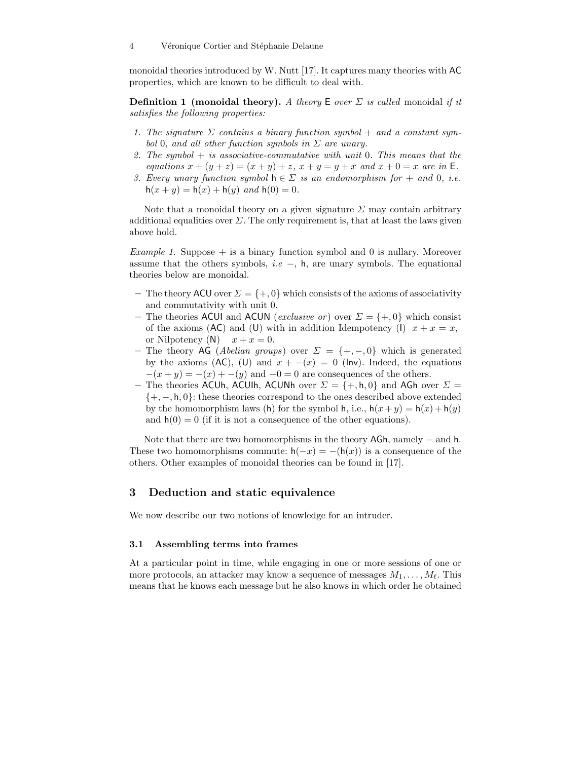monoidal theories introduced by W. Nutt [17]. It captures many theories with AC properties, which are known to be difficult to deal with.

**Definition 1 (monoidal theory).** *A theory* $\mathsf{E}$ *over* $\Sigma$ *is called* monoidal *if it satisfies the following properties:*

1. *The signature* $\Sigma$ *contains a binary function symbol* $+$ *and a constant symbol* $0$*, and all other function symbols in* $\Sigma$ *are unary.*
2. *The symbol* $+$ *is associative-commutative with unit* $0$*. This means that the equations* $x + (y + z) = (x + y) + z$*,* $x + y = y + x$ *and* $x + 0 = x$ *are in* $\mathsf{E}$*.*
3. *Every unary function symbol* $\mathsf{h} \in \Sigma$ *is an endomorphism for* $+$ *and* $0$*, i.e.* $\mathsf{h}(x + y) = \mathsf{h}(x) + \mathsf{h}(y)$ *and* $\mathsf{h}(0) = 0$*.*

Note that a monoidal theory on a given signature $\Sigma$ may contain arbitrary additional equalities over $\Sigma$. The only requirement is, that at least the laws given above hold.

*Example 1.* Suppose $+$ is a binary function symbol and $0$ is nullary. Moreover assume that the others symbols, *i.e* $-$, $\mathsf{h}$, are unary symbols. The equational theories below are monoidal.

- The theory ACU over $\Sigma = \{+, 0\}$ which consists of the axioms of associativity and commutativity with unit $0$.
- The theories ACUI and ACUN (*exclusive or*) over $\Sigma = \{+, 0\}$ which consist of the axioms (AC) and (U) with in addition Idempotency (I) $x + x = x$, or Nilpotency (N) $x + x = 0$.
- The theory AG (*Abelian groups*) over $\Sigma = \{+, -, 0\}$ which is generated by the axioms (AC), (U) and $x + -(x) = 0$ (Inv). Indeed, the equations $-(x + y) = -(x) + -(y)$ and $-0 = 0$ are consequences of the others.
- The theories ACUh, ACUIh, ACUNh over $\Sigma = \{+, \mathsf{h}, 0\}$ and AGh over $\Sigma = \{+, -, \mathsf{h}, 0\}$: these theories correspond to the ones described above extended by the homomorphism laws (h) for the symbol $\mathsf{h}$, i.e., $\mathsf{h}(x + y) = \mathsf{h}(x) + \mathsf{h}(y)$ and $\mathsf{h}(0) = 0$ (if it is not a consequence of the other equations).

Note that there are two homomorphisms in the theory AGh, namely $-$ and $\mathsf{h}$. These two homomorphisms commute: $\mathsf{h}(-x) = -(\mathsf{h}(x))$ is a consequence of the others. Other examples of monoidal theories can be found in [17].

## 3 Deduction and static equivalence

We now describe our two notions of knowledge for an intruder.

### 3.1 Assembling terms into frames

At a particular point in time, while engaging in one or more sessions of one or more protocols, an attacker may know a sequence of messages $M_1, \ldots, M_\ell$. This means that he knows each message but he also knows in which order he obtained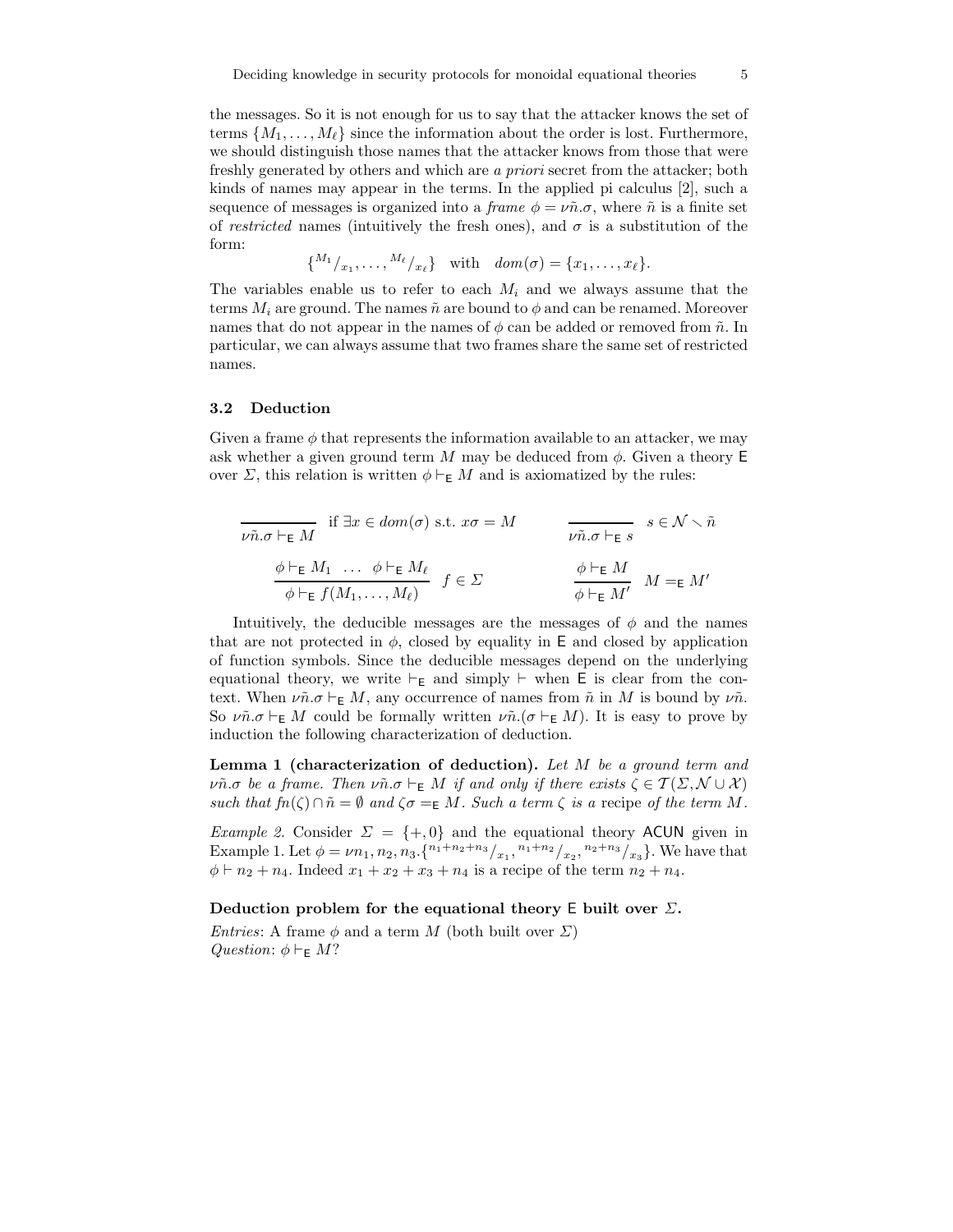the messages. So it is not enough for us to say that the attacker knows the set of terms $\{M_1, \ldots, M_\ell\}$ since the information about the order is lost. Furthermore, we should distinguish those names that the attacker knows from those that were freshly generated by others and which are *a priori* secret from the attacker; both kinds of names may appear in the terms. In the applied pi calculus [2], such a sequence of messages is organized into a *frame* $\phi = \nu\tilde{n}.\sigma$, where $\tilde{n}$ is a finite set of *restricted* names (intuitively the fresh ones), and $\sigma$ is a substitution of the form:

$$\{^{M_1}/_{x_1}, \ldots, ^{M_\ell}/_{x_\ell}\} \quad \text{with} \quad dom(\sigma) = \{x_1, \ldots, x_\ell\}.$$

The variables enable us to refer to each $M_i$ and we always assume that the terms $M_i$ are ground. The names $\tilde{n}$ are bound to $\phi$ and can be renamed. Moreover names that do not appear in the names of $\phi$ can be added or removed from $\tilde{n}$. In particular, we can always assume that two frames share the same set of restricted names.

### 3.2 Deduction

Given a frame $\phi$ that represents the information available to an attacker, we may ask whether a given ground term $M$ may be deduced from $\phi$. Given a theory $\mathsf{E}$ over $\Sigma$, this relation is written $\phi \vdash_\mathsf{E} M$ and is axiomatized by the rules:

$$\frac{}{\nu\tilde{n}.\sigma \vdash_\mathsf{E} M} \text{ if } \exists x \in dom(\sigma) \text{ s.t. } x\sigma = M \qquad\qquad \frac{}{\nu\tilde{n}.\sigma \vdash_\mathsf{E} s} \ s \in \mathcal{N} \smallsetminus \tilde{n}$$

$$\frac{\phi \vdash_\mathsf{E} M_1 \ \ \ldots \ \ \phi \vdash_\mathsf{E} M_\ell}{\phi \vdash_\mathsf{E} f(M_1, \ldots, M_\ell)} \ f \in \Sigma \qquad\qquad \frac{\phi \vdash_\mathsf{E} M}{\phi \vdash_\mathsf{E} M'} \ M =_\mathsf{E} M'$$

Intuitively, the deducible messages are the messages of $\phi$ and the names that are not protected in $\phi$, closed by equality in $\mathsf{E}$ and closed by application of function symbols. Since the deducible messages depend on the underlying equational theory, we write $\vdash_\mathsf{E}$ and simply $\vdash$ when $\mathsf{E}$ is clear from the context. When $\nu\tilde{n}.\sigma \vdash_\mathsf{E} M$, any occurrence of names from $\tilde{n}$ in $M$ is bound by $\nu\tilde{n}$. So $\nu\tilde{n}.\sigma \vdash_\mathsf{E} M$ could be formally written $\nu\tilde{n}.(\sigma \vdash_\mathsf{E} M)$. It is easy to prove by induction the following characterization of deduction.

**Lemma 1 (characterization of deduction).** *Let $M$ be a ground term and $\nu\tilde{n}.\sigma$ be a frame. Then $\nu\tilde{n}.\sigma \vdash_\mathsf{E} M$ if and only if there exists $\zeta \in \mathcal{T}(\Sigma, \mathcal{N} \cup \mathcal{X})$ such that $fn(\zeta) \cap \tilde{n} = \emptyset$ and $\zeta\sigma =_\mathsf{E} M$. Such a term $\zeta$ is a* recipe *of the term $M$.*

*Example 2.* Consider $\Sigma = \{+, 0\}$ and the equational theory $\mathsf{ACUN}$ given in Example 1. Let $\phi = \nu n_1, n_2, n_3.\{^{n_1+n_2+n_3}/_{x_1}, ^{n_1+n_2}/_{x_2}, ^{n_2+n_3}/_{x_3}\}$. We have that $\phi \vdash n_2 + n_4$. Indeed $x_1 + x_2 + x_3 + n_4$ is a recipe of the term $n_2 + n_4$.

**Deduction problem for the equational theory $\mathsf{E}$ built over $\Sigma$.**

*Entries*: A frame $\phi$ and a term $M$ (both built over $\Sigma$)
*Question*: $\phi \vdash_\mathsf{E} M$?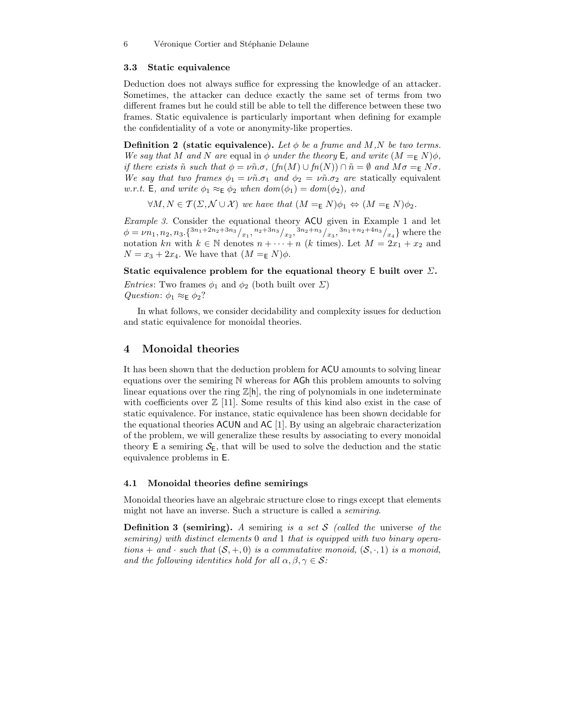### 3.3 Static equivalence

Deduction does not always suffice for expressing the knowledge of an attacker. Sometimes, the attacker can deduce exactly the same set of terms from two different frames but he could still be able to tell the difference between these two frames. Static equivalence is particularly important when defining for example the confidentiality of a vote or anonymity-like properties.

**Definition 2 (static equivalence).** *Let $\phi$ be a frame and $M$,$N$ be two terms. We say that $M$ and $N$ are* equal in $\phi$ *under the theory* $\mathsf{E}$*, and write $(M =_\mathsf{E} N)\phi$, if there exists $\tilde{n}$ such that $\phi = \nu\tilde{n}.\sigma$, $(fn(M) \cup fn(N)) \cap \tilde{n} = \emptyset$ and $M\sigma =_\mathsf{E} N\sigma$. We say that two frames $\phi_1 = \nu\tilde{n}.\sigma_1$ and $\phi_2 = \nu\tilde{n}.\sigma_2$ are* statically equivalent *w.r.t.* $\mathsf{E}$*, and write $\phi_1 \approx_\mathsf{E} \phi_2$ when $dom(\phi_1) = dom(\phi_2)$, and*

$$\forall M, N \in \mathcal{T}(\Sigma, \mathcal{N} \cup \mathcal{X}) \text{ we have that } (M =_\mathsf{E} N)\phi_1 \Leftrightarrow (M =_\mathsf{E} N)\phi_2.$$

*Example 3.* Consider the equational theory $\mathsf{ACU}$ given in Example 1 and let $\phi = \nu n_1, n_2, n_3.\{^{3n_1+2n_2+3n_3}/_{x_1}, {}^{n_2+3n_3}/_{x_2}, {}^{3n_2+n_3}/_{x_3}, {}^{3n_1+n_2+4n_3}/_{x_4}\}$ where the notation $kn$ with $k \in \mathbb{N}$ denotes $n + \dots + n$ ($k$ times). Let $M = 2x_1 + x_2$ and $N = x_3 + 2x_4$. We have that $(M =_\mathsf{E} N)\phi$.

**Static equivalence problem for the equational theory $\mathsf{E}$ built over $\Sigma$.**

*Entries*: Two frames $\phi_1$ and $\phi_2$ (both built over $\Sigma$)
*Question*: $\phi_1 \approx_\mathsf{E} \phi_2$?

In what follows, we consider decidability and complexity issues for deduction and static equivalence for monoidal theories.

## 4 Monoidal theories

It has been shown that the deduction problem for $\mathsf{ACU}$ amounts to solving linear equations over the semiring $\mathbb{N}$ whereas for $\mathsf{AGh}$ this problem amounts to solving linear equations over the ring $\mathbb{Z}[\mathsf{h}]$, the ring of polynomials in one indeterminate with coefficients over $\mathbb{Z}$ [11]. Some results of this kind also exist in the case of static equivalence. For instance, static equivalence has been shown decidable for the equational theories $\mathsf{ACUN}$ and $\mathsf{AC}$ [1]. By using an algebraic characterization of the problem, we will generalize these results by associating to every monoidal theory $\mathsf{E}$ a semiring $\mathcal{S}_\mathsf{E}$, that will be used to solve the deduction and the static equivalence problems in $\mathsf{E}$.

### 4.1 Monoidal theories define semirings

Monoidal theories have an algebraic structure close to rings except that elements might not have an inverse. Such a structure is called a *semiring*.

**Definition 3 (semiring).** *A* semiring *is a set $\mathcal{S}$ (called the* universe *of the semiring) with distinct elements $0$ and $1$ that is equipped with two binary operations $+$ and $\cdot$ such that $(\mathcal{S}, +, 0)$ is a commutative monoid, $(\mathcal{S}, \cdot, 1)$ is a monoid, and the following identities hold for all $\alpha, \beta, \gamma \in \mathcal{S}$:*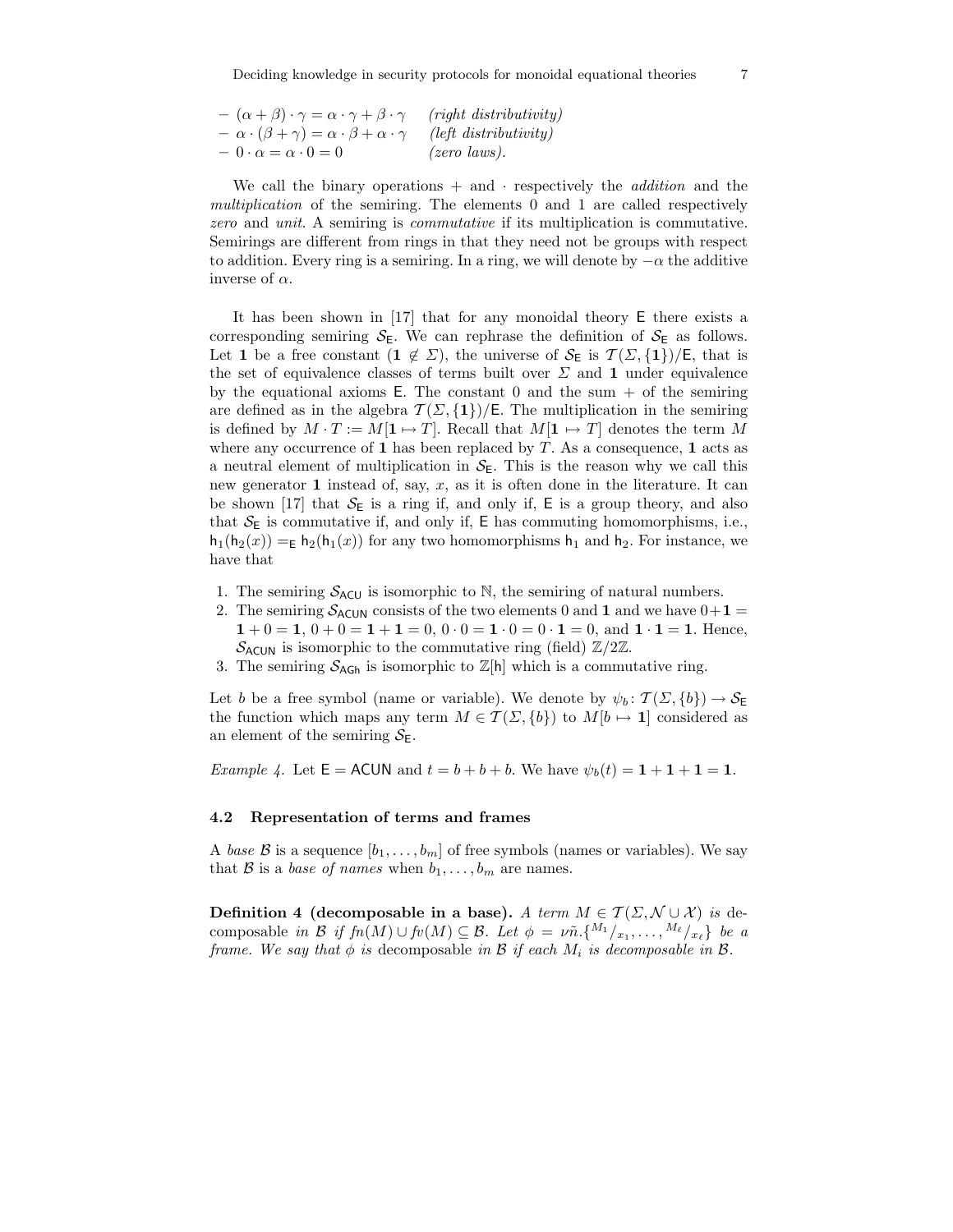- $(\alpha + \beta) \cdot \gamma = \alpha \cdot \gamma + \beta \cdot \gamma$ *(right distributivity)*
- $\alpha \cdot (\beta + \gamma) = \alpha \cdot \beta + \alpha \cdot \gamma$ *(left distributivity)*
- $0 \cdot \alpha = \alpha \cdot 0 = 0$ *(zero laws).*

We call the binary operations $+$ and $\cdot$ respectively the *addition* and the *multiplication* of the semiring. The elements 0 and 1 are called respectively *zero* and *unit*. A semiring is *commutative* if its multiplication is commutative. Semirings are different from rings in that they need not be groups with respect to addition. Every ring is a semiring. In a ring, we will denote by $-\alpha$ the additive inverse of $\alpha$.

It has been shown in [17] that for any monoidal theory $\mathsf{E}$ there exists a corresponding semiring $\mathcal{S}_\mathsf{E}$. We can rephrase the definition of $\mathcal{S}_\mathsf{E}$ as follows. Let $\mathbf{1}$ be a free constant ($\mathbf{1} \notin \Sigma$), the universe of $\mathcal{S}_\mathsf{E}$ is $\mathcal{T}(\Sigma, \{\mathbf{1}\})/\mathsf{E}$, that is the set of equivalence classes of terms built over $\Sigma$ and $\mathbf{1}$ under equivalence by the equational axioms $\mathsf{E}$. The constant 0 and the sum $+$ of the semiring are defined as in the algebra $\mathcal{T}(\Sigma, \{\mathbf{1}\})/\mathsf{E}$. The multiplication in the semiring is defined by $M \cdot T := M[\mathbf{1} \mapsto T]$. Recall that $M[\mathbf{1} \mapsto T]$ denotes the term $M$ where any occurrence of $\mathbf{1}$ has been replaced by $T$. As a consequence, $\mathbf{1}$ acts as a neutral element of multiplication in $\mathcal{S}_\mathsf{E}$. This is the reason why we call this new generator $\mathbf{1}$ instead of, say, $x$, as it is often done in the literature. It can be shown [17] that $\mathcal{S}_\mathsf{E}$ is a ring if, and only if, $\mathsf{E}$ is a group theory, and also that $\mathcal{S}_\mathsf{E}$ is commutative if, and only if, $\mathsf{E}$ has commuting homomorphisms, i.e., $\mathsf{h}_1(\mathsf{h}_2(x)) =_\mathsf{E} \mathsf{h}_2(\mathsf{h}_1(x))$ for any two homomorphisms $\mathsf{h}_1$ and $\mathsf{h}_2$. For instance, we have that

1. The semiring $\mathcal{S}_\mathsf{ACU}$ is isomorphic to $\mathbb{N}$, the semiring of natural numbers.
2. The semiring $\mathcal{S}_\mathsf{ACUN}$ consists of the two elements 0 and $\mathbf{1}$ and we have $0 + \mathbf{1} = \mathbf{1} + 0 = \mathbf{1}$, $0 + 0 = \mathbf{1} + \mathbf{1} = 0$, $0 \cdot 0 = \mathbf{1} \cdot 0 = 0 \cdot \mathbf{1} = 0$, and $\mathbf{1} \cdot \mathbf{1} = \mathbf{1}$. Hence, $\mathcal{S}_\mathsf{ACUN}$ is isomorphic to the commutative ring (field) $\mathbb{Z}/2\mathbb{Z}$.
3. The semiring $\mathcal{S}_\mathsf{AGh}$ is isomorphic to $\mathbb{Z}[\mathsf{h}]$ which is a commutative ring.

Let $b$ be a free symbol (name or variable). We denote by $\psi_b \colon \mathcal{T}(\Sigma, \{b\}) \rightarrow \mathcal{S}_\mathsf{E}$ the function which maps any term $M \in \mathcal{T}(\Sigma, \{b\})$ to $M[b \mapsto \mathbf{1}]$ considered as an element of the semiring $\mathcal{S}_\mathsf{E}$.

*Example 4.* Let $\mathsf{E} = \mathsf{ACUN}$ and $t = b + b + b$. We have $\psi_b(t) = \mathbf{1} + \mathbf{1} + \mathbf{1} = \mathbf{1}$.

### 4.2 Representation of terms and frames

A *base* $\mathcal{B}$ is a sequence $[b_1, \ldots, b_m]$ of free symbols (names or variables). We say that $\mathcal{B}$ is a *base of names* when $b_1, \ldots, b_m$ are names.

**Definition 4 (decomposable in a base).** *A term $M \in \mathcal{T}(\Sigma, \mathcal{N} \cup \mathcal{X})$ is* decomposable *in $\mathcal{B}$ if $fn(M) \cup fv(M) \subseteq \mathcal{B}$. Let $\phi = \nu\tilde{n}.\{^{M_1}/_{x_1}, \ldots, {}^{M_\ell}/_{x_\ell}\}$ be a frame. We say that $\phi$ is* decomposable *in $\mathcal{B}$ if each $M_i$ is decomposable in $\mathcal{B}$.*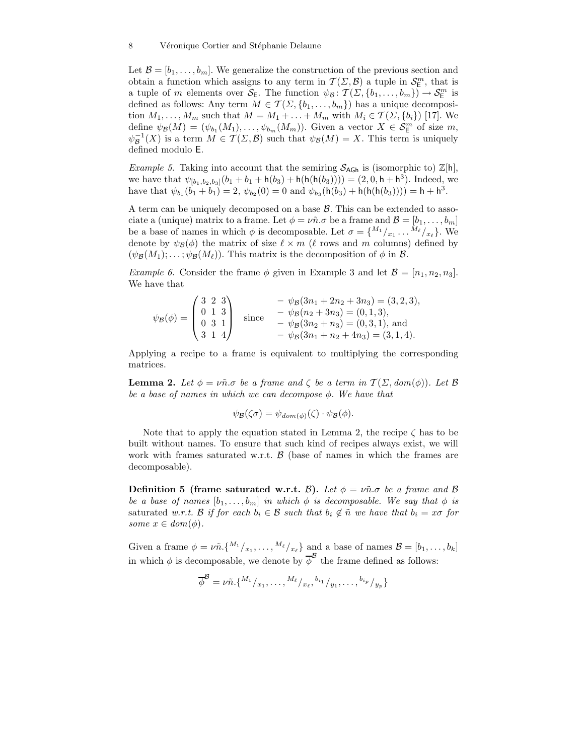Let $\mathcal{B} = [b_1, \ldots, b_m]$. We generalize the construction of the previous section and obtain a function which assigns to any term in $\mathcal{T}(\Sigma, \mathcal{B})$ a tuple in $\mathcal{S}_{\mathsf{E}}^m$, that is a tuple of $m$ elements over $\mathcal{S}_{\mathsf{E}}$. The function $\psi_{\mathcal{B}} \colon \mathcal{T}(\Sigma, \{b_1, \ldots, b_m\}) \to \mathcal{S}_{\mathsf{E}}^m$ is defined as follows: Any term $M \in \mathcal{T}(\Sigma, \{b_1, \ldots, b_m\})$ has a unique decomposition $M_1, \ldots, M_m$ such that $M = M_1 + \ldots + M_m$ with $M_i \in \mathcal{T}(\Sigma, \{b_i\})$ [17]. We define $\psi_{\mathcal{B}}(M) = (\psi_{b_1}(M_1), \ldots, \psi_{b_m}(M_m))$. Given a vector $X \in \mathcal{S}_{\mathsf{E}}^m$ of size $m$, $\psi_{\mathcal{B}}^{-1}(X)$ is a term $M \in \mathcal{T}(\Sigma, \mathcal{B})$ such that $\psi_{\mathcal{B}}(M) = X$. This term is uniquely defined modulo $\mathsf{E}$.

*Example 5.* Taking into account that the semiring $\mathcal{S}_{\mathsf{AGh}}$ is (isomorphic to) $\mathbb{Z}[\mathsf{h}]$, we have that $\psi_{[b_1,b_2,b_3]}(b_1 + b_1 + \mathsf{h}(b_3) + \mathsf{h}(\mathsf{h}(\mathsf{h}(b_3)))) = (2, 0, \mathsf{h} + \mathsf{h}^3)$. Indeed, we have that $\psi_{b_1}(b_1 + b_1) = 2$, $\psi_{b_2}(0) = 0$ and $\psi_{b_3}(\mathsf{h}(b_3) + \mathsf{h}(\mathsf{h}(\mathsf{h}(b_3)))) = \mathsf{h} + \mathsf{h}^3$.

A term can be uniquely decomposed on a base $\mathcal{B}$. This can be extended to associate a (unique) matrix to a frame. Let $\phi = \nu\tilde{n}.\sigma$ be a frame and $\mathcal{B} = [b_1, \ldots, b_m]$ be a base of names in which $\phi$ is decomposable. Let $\sigma = \{^{M_1}/_{x_1} \ldots {}^{M_\ell}/_{x_\ell}\}$. We denote by $\psi_{\mathcal{B}}(\phi)$ the matrix of size $\ell \times m$ ($\ell$ rows and $m$ columns) defined by $(\psi_{\mathcal{B}}(M_1); \ldots; \psi_{\mathcal{B}}(M_\ell))$. This matrix is the decomposition of $\phi$ in $\mathcal{B}$.

*Example 6.* Consider the frame $\phi$ given in Example 3 and let $\mathcal{B} = [n_1, n_2, n_3]$. We have that

$$\psi_{\mathcal{B}}(\phi) = \begin{pmatrix} 3 & 2 & 3 \\ 0 & 1 & 3 \\ 0 & 3 & 1 \\ 3 & 1 & 4 \end{pmatrix} \quad \text{since} \quad \begin{array}{l} -\ \psi_{\mathcal{B}}(3n_1 + 2n_2 + 3n_3) = (3, 2, 3), \\ -\ \psi_{\mathcal{B}}(n_2 + 3n_3) = (0, 1, 3), \\ -\ \psi_{\mathcal{B}}(3n_2 + n_3) = (0, 3, 1), \text{ and} \\ -\ \psi_{\mathcal{B}}(3n_1 + n_2 + 4n_3) = (3, 1, 4). \end{array}$$

Applying a recipe to a frame is equivalent to multiplying the corresponding matrices.

**Lemma 2.** *Let $\phi = \nu\tilde{n}.\sigma$ be a frame and $\zeta$ be a term in $\mathcal{T}(\Sigma, dom(\phi))$. Let $\mathcal{B}$ be a base of names in which we can decompose $\phi$. We have that*

$$\psi_{\mathcal{B}}(\zeta\sigma) = \psi_{dom(\phi)}(\zeta) \cdot \psi_{\mathcal{B}}(\phi).$$

Note that to apply the equation stated in Lemma 2, the recipe $\zeta$ has to be built without names. To ensure that such kind of recipes always exist, we will work with frames saturated w.r.t. $\mathcal{B}$ (base of names in which the frames are decomposable).

**Definition 5 (frame saturated w.r.t. $\mathcal{B}$).** *Let $\phi = \nu\tilde{n}.\sigma$ be a frame and $\mathcal{B}$ be a base of names $[b_1, \ldots, b_m]$ in which $\phi$ is decomposable. We say that $\phi$ is* saturated *w.r.t. $\mathcal{B}$ if for each $b_i \in \mathcal{B}$ such that $b_i \notin \tilde{n}$ we have that $b_i = x\sigma$ for some $x \in dom(\phi)$.*

Given a frame $\phi = \nu\tilde{n}.\{^{M_1}/_{x_1}, \ldots, {}^{M_\ell}/_{x_\ell}\}$ and a base of names $\mathcal{B} = [b_1, \ldots, b_k]$ in which $\phi$ is decomposable, we denote by $\overline{\phi}^{\mathcal{B}}$ the frame defined as follows:

$$\overline{\phi}^{\mathcal{B}} = \nu\tilde{n}.\{^{M_1}/_{x_1}, \ldots, {}^{M_\ell}/_{x_\ell}, {}^{b_{i_1}}/_{y_1}, \ldots, {}^{b_{i_p}}/_{y_p}\}$$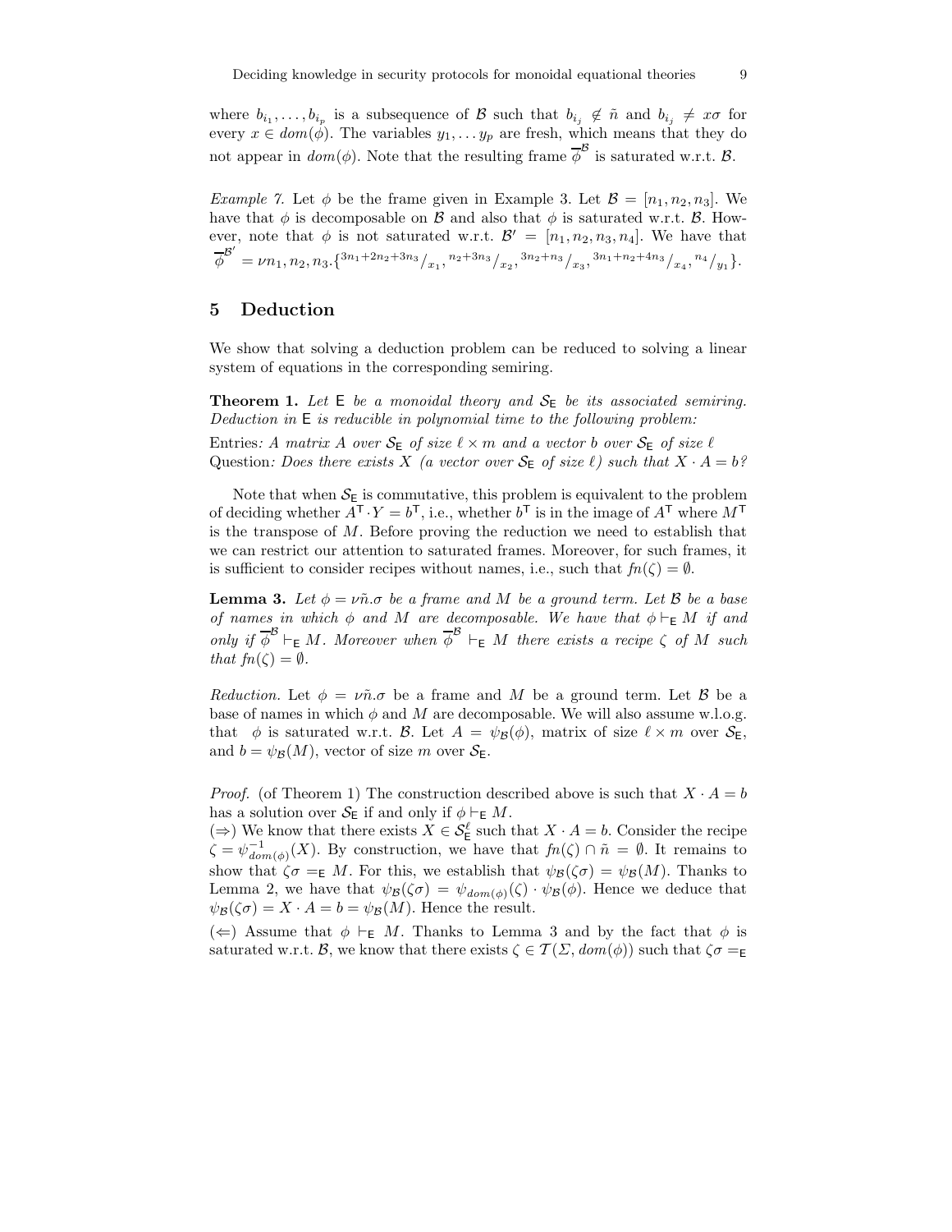where $b_{i_1}, \ldots, b_{i_p}$ is a subsequence of $\mathcal{B}$ such that $b_{i_j} \notin \tilde{n}$ and $b_{i_j} \neq x\sigma$ for every $x \in dom(\phi)$. The variables $y_1, \ldots y_p$ are fresh, which means that they do not appear in $dom(\phi)$. Note that the resulting frame $\overline{\phi}^{\mathcal{B}}$ is saturated w.r.t. $\mathcal{B}$.

*Example 7.* Let $\phi$ be the frame given in Example 3. Let $\mathcal{B} = [n_1, n_2, n_3]$. We have that $\phi$ is decomposable on $\mathcal{B}$ and also that $\phi$ is saturated w.r.t. $\mathcal{B}$. However, note that $\phi$ is not saturated w.r.t. $\mathcal{B}' = [n_1, n_2, n_3, n_4]$. We have that $\overline{\phi}^{\mathcal{B}'} = \nu n_1, n_2, n_3.\{^{3n_1+2n_2+3n_3}/_{x_1}, {}^{n_2+3n_3}/_{x_2}, {}^{3n_2+n_3}/_{x_3}, {}^{3n_1+n_2+4n_3}/_{x_4}, {}^{n_4}/_{y_1}\}$.

## 5 Deduction

We show that solving a deduction problem can be reduced to solving a linear system of equations in the corresponding semiring.

**Theorem 1.** *Let $\mathsf{E}$ be a monoidal theory and $\mathcal{S}_{\mathsf{E}}$ be its associated semiring. Deduction in $\mathsf{E}$ is reducible in polynomial time to the following problem:*

Entries*: A matrix $A$ over $\mathcal{S}_{\mathsf{E}}$ of size $\ell \times m$ and a vector $b$ over $\mathcal{S}_{\mathsf{E}}$ of size $\ell$*
Question*: Does there exists $X$ (a vector over $\mathcal{S}_{\mathsf{E}}$ of size $\ell$) such that $X \cdot A = b$?*

Note that when $\mathcal{S}_{\mathsf{E}}$ is commutative, this problem is equivalent to the problem of deciding whether $A^{\mathsf{T}} \cdot Y = b^{\mathsf{T}}$, i.e., whether $b^{\mathsf{T}}$ is in the image of $A^{\mathsf{T}}$ where $M^{\mathsf{T}}$ is the transpose of $M$. Before proving the reduction we need to establish that we can restrict our attention to saturated frames. Moreover, for such frames, it is sufficient to consider recipes without names, i.e., such that $fn(\zeta) = \emptyset$.

**Lemma 3.** *Let $\phi = \nu\tilde{n}.\sigma$ be a frame and $M$ be a ground term. Let $\mathcal{B}$ be a base of names in which $\phi$ and $M$ are decomposable. We have that $\phi \vdash_{\mathsf{E}} M$ if and only if $\overline{\phi}^{\mathcal{B}} \vdash_{\mathsf{E}} M$. Moreover when $\overline{\phi}^{\mathcal{B}} \vdash_{\mathsf{E}} M$ there exists a recipe $\zeta$ of $M$ such that $fn(\zeta) = \emptyset$.*

*Reduction.* Let $\phi = \nu\tilde{n}.\sigma$ be a frame and $M$ be a ground term. Let $\mathcal{B}$ be a base of names in which $\phi$ and $M$ are decomposable. We will also assume w.l.o.g. that $\phi$ is saturated w.r.t. $\mathcal{B}$. Let $A = \psi_{\mathcal{B}}(\phi)$, matrix of size $\ell \times m$ over $\mathcal{S}_{\mathsf{E}}$, and $b = \psi_{\mathcal{B}}(M)$, vector of size $m$ over $\mathcal{S}_{\mathsf{E}}$.

*Proof.* (of Theorem 1) The construction described above is such that $X \cdot A = b$ has a solution over $\mathcal{S}_{\mathsf{E}}$ if and only if $\phi \vdash_{\mathsf{E}} M$.
($\Rightarrow$) We know that there exists $X \in \mathcal{S}_{\mathsf{E}}^{\ell}$ such that $X \cdot A = b$. Consider the recipe $\zeta = \psi^{-1}_{dom(\phi)}(X)$. By construction, we have that $fn(\zeta) \cap \tilde{n} = \emptyset$. It remains to show that $\zeta\sigma =_{\mathsf{E}} M$. For this, we establish that $\psi_{\mathcal{B}}(\zeta\sigma) = \psi_{\mathcal{B}}(M)$. Thanks to Lemma 2, we have that $\psi_{\mathcal{B}}(\zeta\sigma) = \psi_{dom(\phi)}(\zeta) \cdot \psi_{\mathcal{B}}(\phi)$. Hence we deduce that $\psi_{\mathcal{B}}(\zeta\sigma) = X \cdot A = b = \psi_{\mathcal{B}}(M)$. Hence the result.
($\Leftarrow$) Assume that $\phi \vdash_{\mathsf{E}} M$. Thanks to Lemma 3 and by the fact that $\phi$ is saturated w.r.t. $\mathcal{B}$, we know that there exists $\zeta \in \mathcal{T}(\Sigma, dom(\phi))$ such that $\zeta\sigma =_{\mathsf{E}}$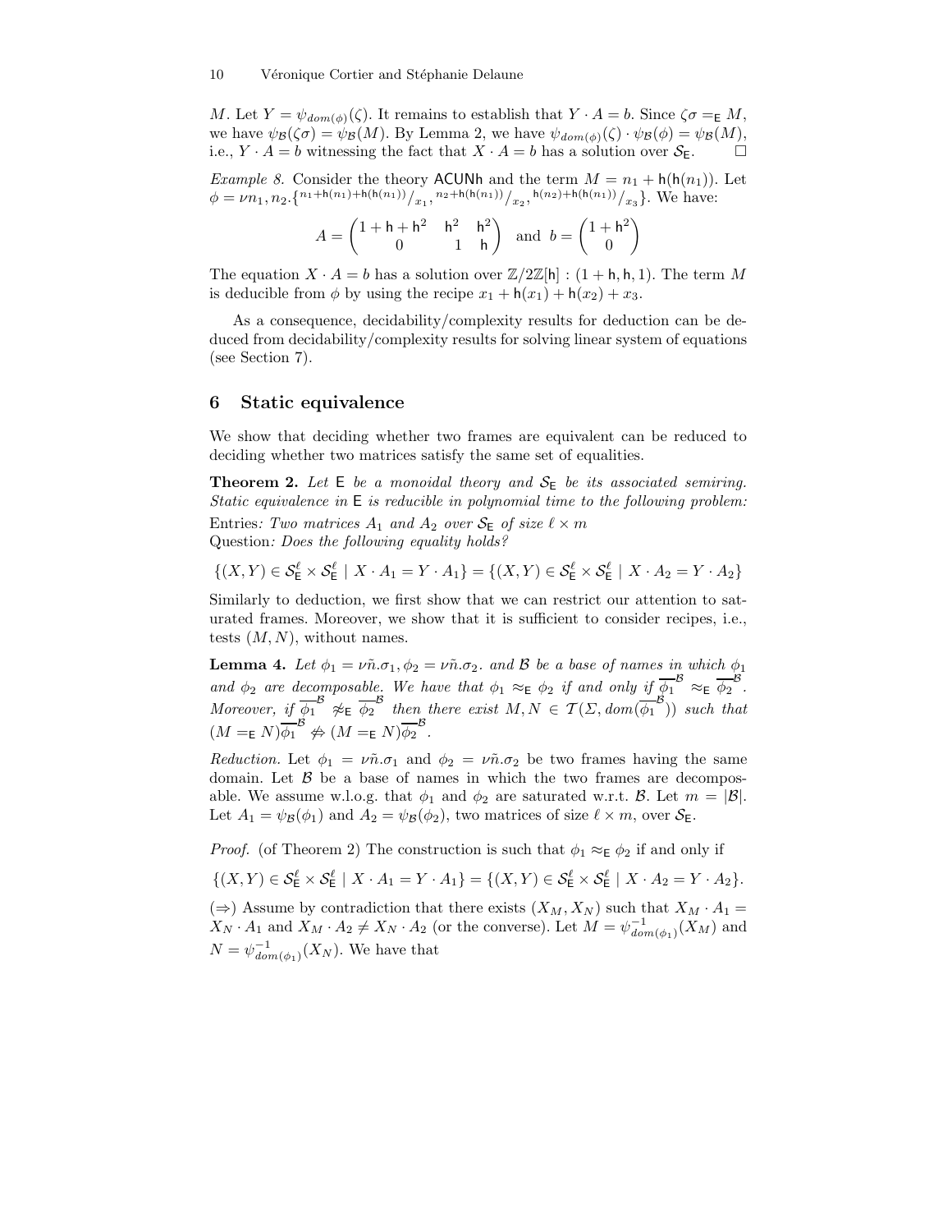$M$. Let $Y = \psi_{dom(\phi)}(\zeta)$. It remains to establish that $Y \cdot A = b$. Since $\zeta\sigma =_{\mathsf{E}} M$, we have $\psi_{\mathcal{B}}(\zeta\sigma) = \psi_{\mathcal{B}}(M)$. By Lemma 2, we have $\psi_{dom(\phi)}(\zeta) \cdot \psi_{\mathcal{B}}(\phi) = \psi_{\mathcal{B}}(M)$, i.e., $Y \cdot A = b$ witnessing the fact that $X \cdot A = b$ has a solution over $\mathcal{S}_{\mathsf{E}}$. $\square$

*Example 8.* Consider the theory $\mathsf{ACUNh}$ and the term $M = n_1 + \mathsf{h}(\mathsf{h}(n_1))$. Let $\phi = \nu n_1, n_2.\{^{n_1+\mathsf{h}(n_1)+\mathsf{h}(\mathsf{h}(n_1))}/_{x_1}, ^{n_2+\mathsf{h}(n_1))}/_{x_2}, ^{\mathsf{h}(n_2)+\mathsf{h}(\mathsf{h}(n_1))}/_{x_3}\}$. We have:

$$A = \begin{pmatrix} 1+\mathsf{h}+\mathsf{h}^2 & \mathsf{h}^2 & \mathsf{h}^2 \\ 0 & 1 & \mathsf{h} \end{pmatrix} \text{ and } b = \begin{pmatrix} 1+\mathsf{h}^2 \\ 0 \end{pmatrix}$$

The equation $X \cdot A = b$ has a solution over $\mathbb{Z}/2\mathbb{Z}[\mathsf{h}]$ : $(1+\mathsf{h}, \mathsf{h}, 1)$. The term $M$ is deducible from $\phi$ by using the recipe $x_1 + \mathsf{h}(x_1) + \mathsf{h}(x_2) + x_3$.

As a consequence, decidability/complexity results for deduction can be deduced from decidability/complexity results for solving linear system of equations (see Section 7).

## 6 Static equivalence

We show that deciding whether two frames are equivalent can be reduced to deciding whether two matrices satisfy the same set of equalities.

**Theorem 2.** *Let* $\mathsf{E}$ *be a monoidal theory and* $\mathcal{S}_{\mathsf{E}}$ *be its associated semiring. Static equivalence in* $\mathsf{E}$ *is reducible in polynomial time to the following problem:*
Entries*: Two matrices* $A_1$ *and* $A_2$ *over* $\mathcal{S}_{\mathsf{E}}$ *of size* $\ell \times m$
Question*: Does the following equality holds?*

$$\{(X,Y) \in \mathcal{S}_{\mathsf{E}}^\ell \times \mathcal{S}_{\mathsf{E}}^\ell \mid X \cdot A_1 = Y \cdot A_1\} = \{(X,Y) \in \mathcal{S}_{\mathsf{E}}^\ell \times \mathcal{S}_{\mathsf{E}}^\ell \mid X \cdot A_2 = Y \cdot A_2\}$$

Similarly to deduction, we first show that we can restrict our attention to saturated frames. Moreover, we show that it is sufficient to consider recipes, i.e., tests $(M,N)$, without names.

**Lemma 4.** *Let* $\phi_1 = \nu\tilde{n}.\sigma_1, \phi_2 = \nu\tilde{n}.\sigma_2$. *and* $\mathcal{B}$ *be a base of names in which* $\phi_1$ *and* $\phi_2$ *are decomposable. We have that* $\phi_1 \approx_{\mathsf{E}} \phi_2$ *if and only if* $\overline{\phi_1}^{\mathcal{B}} \approx_{\mathsf{E}} \overline{\phi_2}^{\mathcal{B}}$. *Moreover, if* $\overline{\phi_1}^{\mathcal{B}} \not\approx_{\mathsf{E}} \overline{\phi_2}^{\mathcal{B}}$ *then there exist* $M, N \in \mathcal{T}(\Sigma, dom(\overline{\phi_1}^{\mathcal{B}}))$ *such that* $(M =_{\mathsf{E}} N)\overline{\phi_1}^{\mathcal{B}} \not\Leftrightarrow (M =_{\mathsf{E}} N)\overline{\phi_2}^{\mathcal{B}}$.

*Reduction.* Let $\phi_1 = \nu\tilde{n}.\sigma_1$ and $\phi_2 = \nu\tilde{n}.\sigma_2$ be two frames having the same domain. Let $\mathcal{B}$ be a base of names in which the two frames are decomposable. We assume w.l.o.g. that $\phi_1$ and $\phi_2$ are saturated w.r.t. $\mathcal{B}$. Let $m = |\mathcal{B}|$. Let $A_1 = \psi_{\mathcal{B}}(\phi_1)$ and $A_2 = \psi_{\mathcal{B}}(\phi_2)$, two matrices of size $\ell \times m$, over $\mathcal{S}_{\mathsf{E}}$.

*Proof.* (of Theorem 2) The construction is such that $\phi_1 \approx_{\mathsf{E}} \phi_2$ if and only if

$$\{(X,Y) \in \mathcal{S}_{\mathsf{E}}^\ell \times \mathcal{S}_{\mathsf{E}}^\ell \mid X \cdot A_1 = Y \cdot A_1\} = \{(X,Y) \in \mathcal{S}_{\mathsf{E}}^\ell \times \mathcal{S}_{\mathsf{E}}^\ell \mid X \cdot A_2 = Y \cdot A_2\}.$$

($\Rightarrow$) Assume by contradiction that there exists $(X_M, X_N)$ such that $X_M \cdot A_1 = X_N \cdot A_1$ and $X_M \cdot A_2 \neq X_N \cdot A_2$ (or the converse). Let $M = \psi^{-1}_{dom(\phi_1)}(X_M)$ and $N = \psi^{-1}_{dom(\phi_1)}(X_N)$. We have that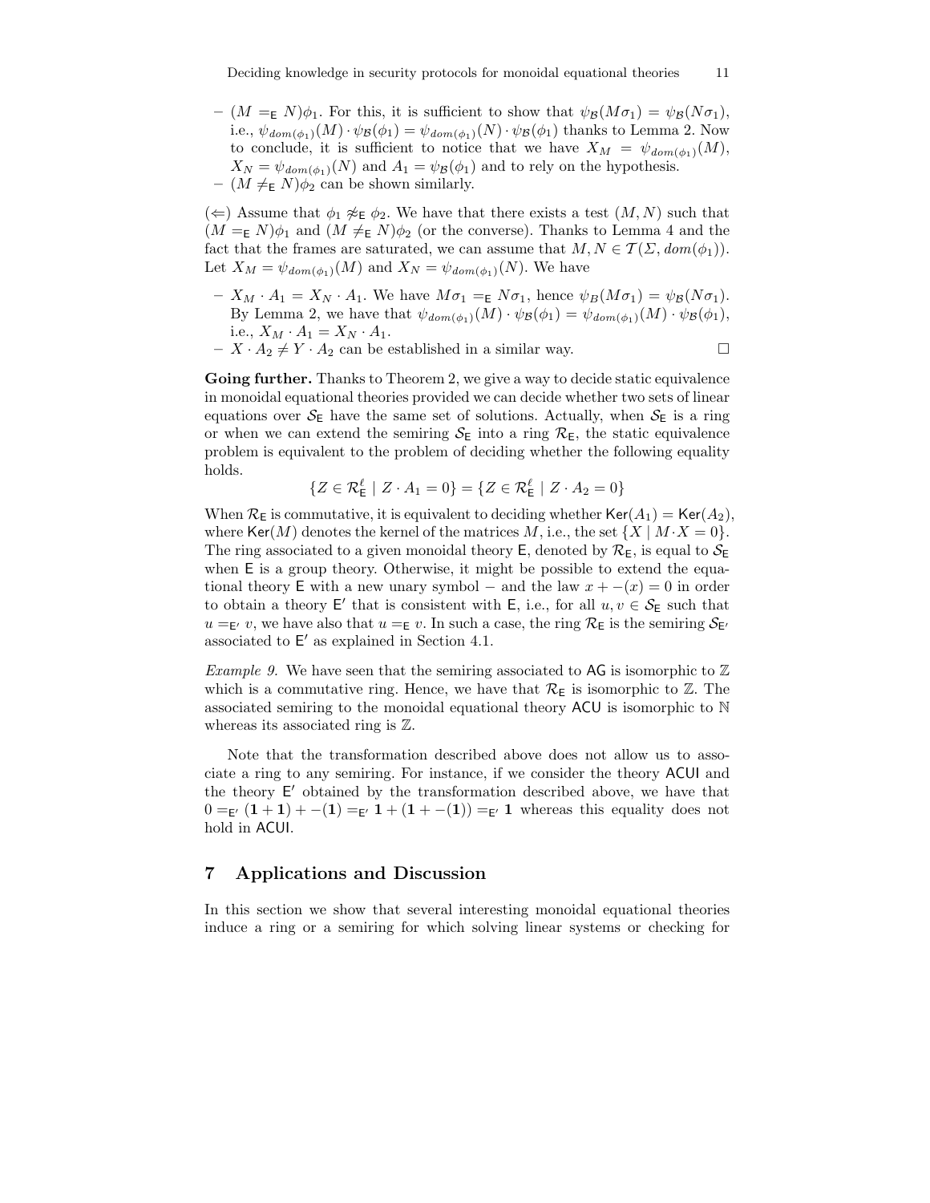– $(M =_{\mathsf{E}} N)\phi_1$. For this, it is sufficient to show that $\psi_{\mathcal{B}}(M\sigma_1) = \psi_{\mathcal{B}}(N\sigma_1)$, i.e., $\psi_{dom(\phi_1)}(M) \cdot \psi_{\mathcal{B}}(\phi_1) = \psi_{dom(\phi_1)}(N) \cdot \psi_{\mathcal{B}}(\phi_1)$ thanks to Lemma 2. Now to conclude, it is sufficient to notice that we have $X_M = \psi_{dom(\phi_1)}(M)$, $X_N = \psi_{dom(\phi_1)}(N)$ and $A_1 = \psi_{\mathcal{B}}(\phi_1)$ and to rely on the hypothesis.

– $(M \neq_{\mathsf{E}} N)\phi_2$ can be shown similarly.

($\Leftarrow$) Assume that $\phi_1 \not\approx_{\mathsf{E}} \phi_2$. We have that there exists a test $(M, N)$ such that $(M =_{\mathsf{E}} N)\phi_1$ and $(M \neq_{\mathsf{E}} N)\phi_2$ (or the converse). Thanks to Lemma 4 and the fact that the frames are saturated, we can assume that $M, N \in \mathcal{T}(\Sigma, dom(\phi_1))$. Let $X_M = \psi_{dom(\phi_1)}(M)$ and $X_N = \psi_{dom(\phi_1)}(N)$. We have

– $X_M \cdot A_1 = X_N \cdot A_1$. We have $M\sigma_1 =_{\mathsf{E}} N\sigma_1$, hence $\psi_B(M\sigma_1) = \psi_{\mathcal{B}}(N\sigma_1)$. By Lemma 2, we have that $\psi_{dom(\phi_1)}(M) \cdot \psi_{\mathcal{B}}(\phi_1) = \psi_{dom(\phi_1)}(M) \cdot \psi_{\mathcal{B}}(\phi_1)$, i.e., $X_M \cdot A_1 = X_N \cdot A_1$.

– $X \cdot A_2 \neq Y \cdot A_2$ can be established in a similar way. □

**Going further.** Thanks to Theorem 2, we give a way to decide static equivalence in monoidal equational theories provided we can decide whether two sets of linear equations over $\mathcal{S}_{\mathsf{E}}$ have the same set of solutions. Actually, when $\mathcal{S}_{\mathsf{E}}$ is a ring or when we can extend the semiring $\mathcal{S}_{\mathsf{E}}$ into a ring $\mathcal{R}_{\mathsf{E}}$, the static equivalence problem is equivalent to the problem of deciding whether the following equality holds.

$$\{Z \in \mathcal{R}_{\mathsf{E}}^{\ell} \mid Z \cdot A_1 = 0\} = \{Z \in \mathcal{R}_{\mathsf{E}}^{\ell} \mid Z \cdot A_2 = 0\}$$

When $\mathcal{R}_{\mathsf{E}}$ is commutative, it is equivalent to deciding whether $\mathsf{Ker}(A_1) = \mathsf{Ker}(A_2)$, where $\mathsf{Ker}(M)$ denotes the kernel of the matrices $M$, i.e., the set $\{X \mid M \cdot X = 0\}$. The ring associated to a given monoidal theory $\mathsf{E}$, denoted by $\mathcal{R}_{\mathsf{E}}$, is equal to $\mathcal{S}_{\mathsf{E}}$ when $\mathsf{E}$ is a group theory. Otherwise, it might be possible to extend the equational theory $\mathsf{E}$ with a new unary symbol $-$ and the law $x + -(x) = 0$ in order to obtain a theory $\mathsf{E}'$ that is consistent with $\mathsf{E}$, i.e., for all $u, v \in \mathcal{S}_{\mathsf{E}}$ such that $u =_{\mathsf{E}'} v$, we have also that $u =_{\mathsf{E}} v$. In such a case, the ring $\mathcal{R}_{\mathsf{E}}$ is the semiring $\mathcal{S}_{\mathsf{E}'}$ associated to $\mathsf{E}'$ as explained in Section 4.1.

*Example 9.* We have seen that the semiring associated to $\mathsf{AG}$ is isomorphic to $\mathbb{Z}$ which is a commutative ring. Hence, we have that $\mathcal{R}_{\mathsf{E}}$ is isomorphic to $\mathbb{Z}$. The associated semiring to the monoidal equational theory $\mathsf{ACU}$ is isomorphic to $\mathbb{N}$ whereas its associated ring is $\mathbb{Z}$.

Note that the transformation described above does not allow us to associate a ring to any semiring. For instance, if we consider the theory $\mathsf{ACUI}$ and the theory $\mathsf{E}'$ obtained by the transformation described above, we have that $0 =_{\mathsf{E}'} (\mathbf{1} + \mathbf{1}) + -(\mathbf{1}) =_{\mathsf{E}'} \mathbf{1} + (\mathbf{1} + -(\mathbf{1})) =_{\mathsf{E}'} \mathbf{1}$ whereas this equality does not hold in $\mathsf{ACUI}$.

## 7 Applications and Discussion

In this section we show that several interesting monoidal equational theories induce a ring or a semiring for which solving linear systems or checking for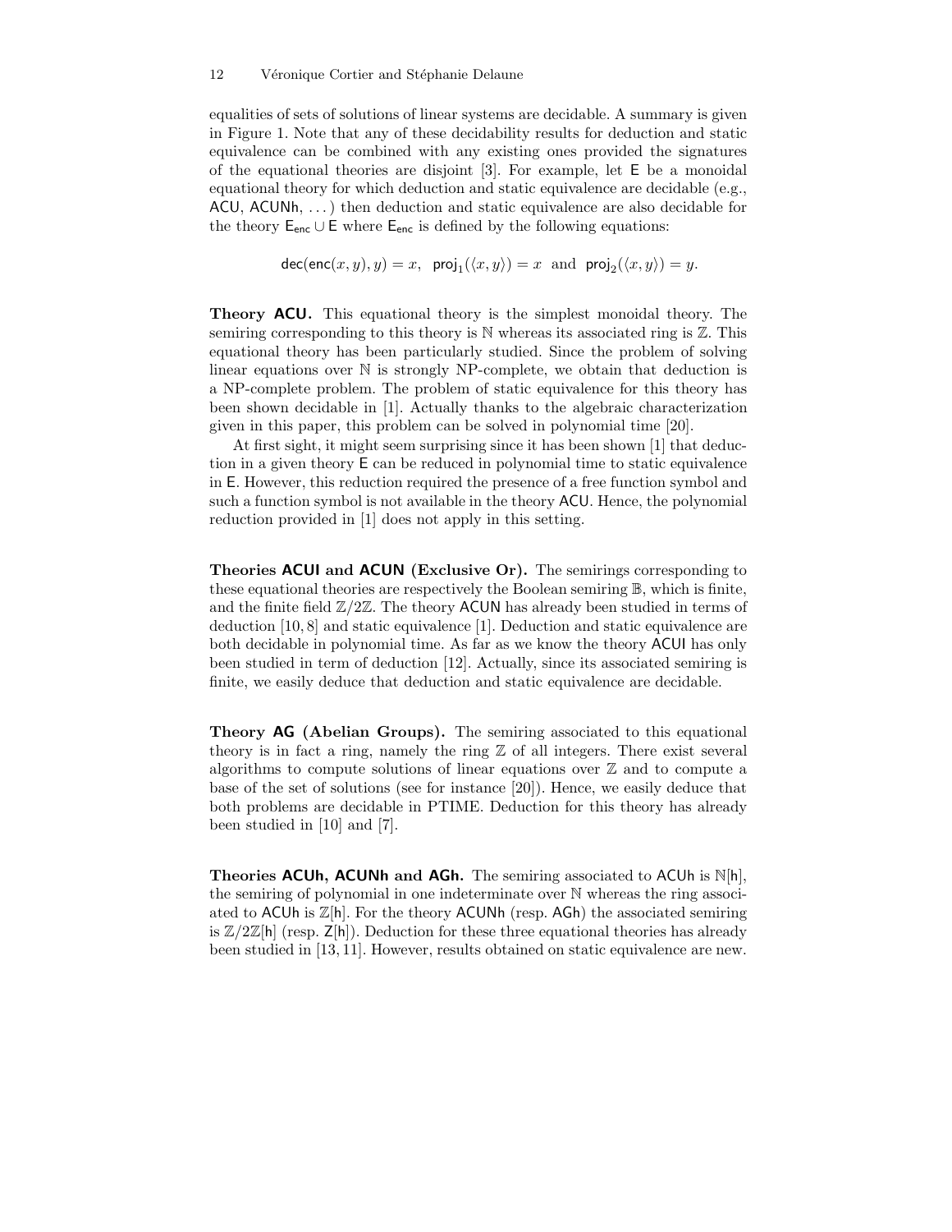equalities of sets of solutions of linear systems are decidable. A summary is given in Figure 1. Note that any of these decidability results for deduction and static equivalence can be combined with any existing ones provided the signatures of the equational theories are disjoint [3]. For example, let $\mathsf{E}$ be a monoidal equational theory for which deduction and static equivalence are decidable (e.g., ACU, ACUNh, ...) then deduction and static equivalence are also decidable for the theory $\mathsf{E}_{\mathsf{enc}} \cup \mathsf{E}$ where $\mathsf{E}_{\mathsf{enc}}$ is defined by the following equations:

$$\mathsf{dec}(\mathsf{enc}(x, y), y) = x, \quad \mathsf{proj}_1(\langle x, y \rangle) = x \text{ and } \mathsf{proj}_2(\langle x, y \rangle) = y.$$

**Theory ACU.** This equational theory is the simplest monoidal theory. The semiring corresponding to this theory is $\mathbb{N}$ whereas its associated ring is $\mathbb{Z}$. This equational theory has been particularly studied. Since the problem of solving linear equations over $\mathbb{N}$ is strongly NP-complete, we obtain that deduction is a NP-complete problem. The problem of static equivalence for this theory has been shown decidable in [1]. Actually thanks to the algebraic characterization given in this paper, this problem can be solved in polynomial time [20].

At first sight, it might seem surprising since it has been shown [1] that deduction in a given theory $\mathsf{E}$ can be reduced in polynomial time to static equivalence in $\mathsf{E}$. However, this reduction required the presence of a free function symbol and such a function symbol is not available in the theory ACU. Hence, the polynomial reduction provided in [1] does not apply in this setting.

**Theories ACUI and ACUN (Exclusive Or).** The semirings corresponding to these equational theories are respectively the Boolean semiring $\mathbb{B}$, which is finite, and the finite field $\mathbb{Z}/2\mathbb{Z}$. The theory ACUN has already been studied in terms of deduction [10, 8] and static equivalence [1]. Deduction and static equivalence are both decidable in polynomial time. As far as we know the theory ACUI has only been studied in term of deduction [12]. Actually, since its associated semiring is finite, we easily deduce that deduction and static equivalence are decidable.

**Theory AG (Abelian Groups).** The semiring associated to this equational theory is in fact a ring, namely the ring $\mathbb{Z}$ of all integers. There exist several algorithms to compute solutions of linear equations over $\mathbb{Z}$ and to compute a base of the set of solutions (see for instance [20]). Hence, we easily deduce that both problems are decidable in PTIME. Deduction for this theory has already been studied in [10] and [7].

**Theories ACUh, ACUNh and AGh.** The semiring associated to ACUh is $\mathbb{N}[\mathsf{h}]$, the semiring of polynomial in one indeterminate over $\mathbb{N}$ whereas the ring associated to ACUh is $\mathbb{Z}[\mathsf{h}]$. For the theory ACUNh (resp. AGh) the associated semiring is $\mathbb{Z}/2\mathbb{Z}[\mathsf{h}]$ (resp. $\mathsf{Z}[\mathsf{h}]$). Deduction for these three equational theories has already been studied in [13, 11]. However, results obtained on static equivalence are new.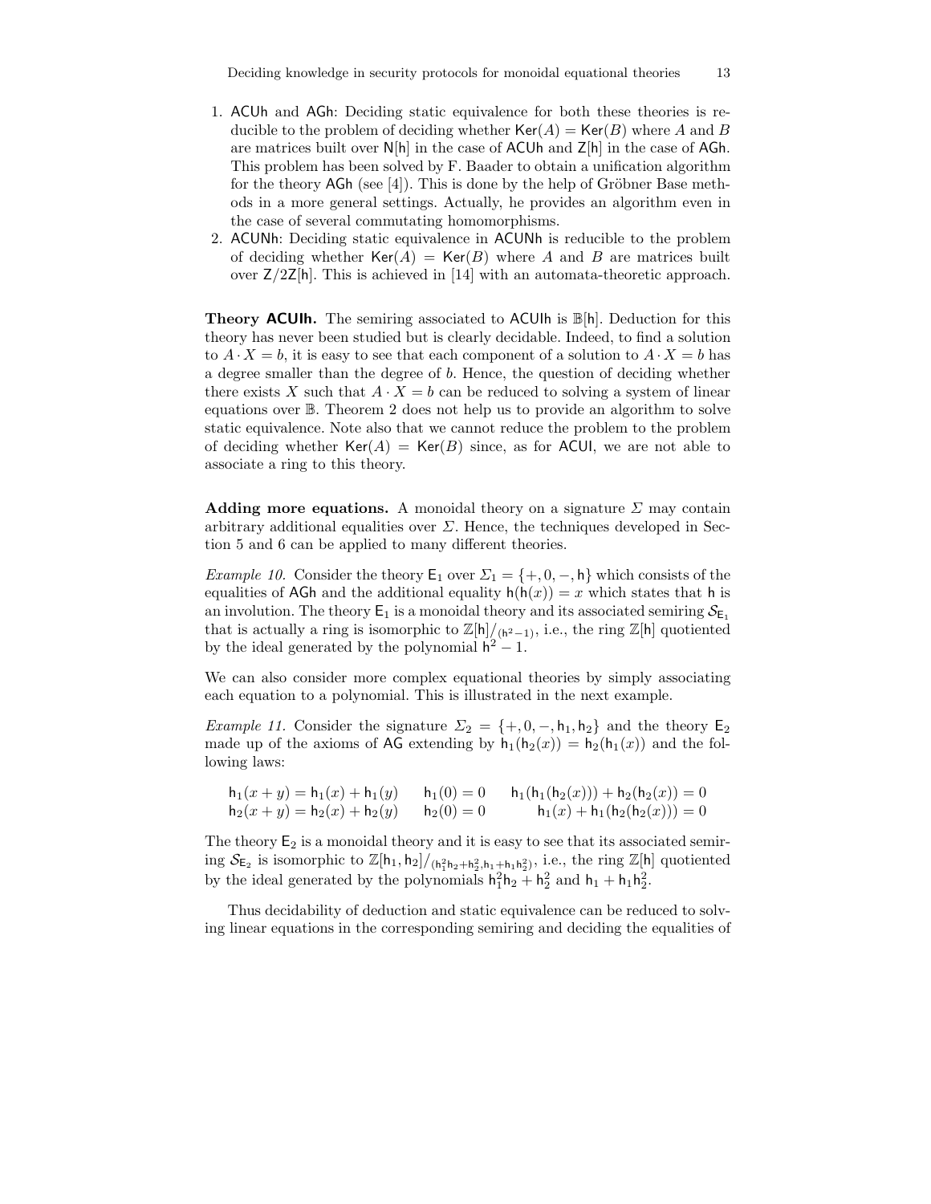1. ACUh and AGh: Deciding static equivalence for both these theories is reducible to the problem of deciding whether $\mathsf{Ker}(A) = \mathsf{Ker}(B)$ where $A$ and $B$ are matrices built over $\mathsf{N}[\mathsf{h}]$ in the case of ACUh and $\mathsf{Z}[\mathsf{h}]$ in the case of AGh. This problem has been solved by F. Baader to obtain a unification algorithm for the theory AGh (see [4]). This is done by the help of Gröbner Base methods in a more general settings. Actually, he provides an algorithm even in the case of several commutating homomorphisms.
2. ACUNh: Deciding static equivalence in ACUNh is reducible to the problem of deciding whether $\mathsf{Ker}(A) = \mathsf{Ker}(B)$ where $A$ and $B$ are matrices built over $\mathsf{Z}/2\mathsf{Z}[\mathsf{h}]$. This is achieved in [14] with an automata-theoretic approach.

**Theory ACUIh.** The semiring associated to ACUIh is $\mathbb{B}[\mathsf{h}]$. Deduction for this theory has never been studied but is clearly decidable. Indeed, to find a solution to $A \cdot X = b$, it is easy to see that each component of a solution to $A \cdot X = b$ has a degree smaller than the degree of $b$. Hence, the question of deciding whether there exists $X$ such that $A \cdot X = b$ can be reduced to solving a system of linear equations over $\mathbb{B}$. Theorem 2 does not help us to provide an algorithm to solve static equivalence. Note also that we cannot reduce the problem to the problem of deciding whether $\mathsf{Ker}(A) = \mathsf{Ker}(B)$ since, as for ACUI, we are not able to associate a ring to this theory.

**Adding more equations.** A monoidal theory on a signature $\Sigma$ may contain arbitrary additional equalities over $\Sigma$. Hence, the techniques developed in Section 5 and 6 can be applied to many different theories.

*Example 10.* Consider the theory $\mathsf{E}_1$ over $\Sigma_1 = \{+, 0, -, \mathsf{h}\}$ which consists of the equalities of AGh and the additional equality $\mathsf{h}(\mathsf{h}(x)) = x$ which states that $\mathsf{h}$ is an involution. The theory $\mathsf{E}_1$ is a monoidal theory and its associated semiring $\mathcal{S}_{\mathsf{E}_1}$ that is actually a ring is isomorphic to $\mathbb{Z}[\mathsf{h}]/_{(\mathsf{h}^2-1)}$, i.e., the ring $\mathbb{Z}[\mathsf{h}]$ quotiented by the ideal generated by the polynomial $\mathsf{h}^2 - 1$.

We can also consider more complex equational theories by simply associating each equation to a polynomial. This is illustrated in the next example.

*Example 11.* Consider the signature $\Sigma_2 = \{+, 0, -, \mathsf{h}_1, \mathsf{h}_2\}$ and the theory $\mathsf{E}_2$ made up of the axioms of AG extending by $\mathsf{h}_1(\mathsf{h}_2(x)) = \mathsf{h}_2(\mathsf{h}_1(x))$ and the following laws:

$$
\begin{array}{lll}
\mathsf{h}_1(x+y) = \mathsf{h}_1(x) + \mathsf{h}_1(y) & \mathsf{h}_1(0) = 0 & \mathsf{h}_1(\mathsf{h}_1(\mathsf{h}_2(x))) + \mathsf{h}_2(\mathsf{h}_2(x)) = 0 \\
\mathsf{h}_2(x+y) = \mathsf{h}_2(x) + \mathsf{h}_2(y) & \mathsf{h}_2(0) = 0 & \mathsf{h}_1(x) + \mathsf{h}_1(\mathsf{h}_2(\mathsf{h}_2(x))) = 0
\end{array}
$$

The theory $\mathsf{E}_2$ is a monoidal theory and it is easy to see that its associated semiring $\mathcal{S}_{\mathsf{E}_2}$ is isomorphic to $\mathbb{Z}[\mathsf{h}_1, \mathsf{h}_2]/_{(\mathsf{h}_1^2\mathsf{h}_2 + \mathsf{h}_2^2, \mathsf{h}_1 + \mathsf{h}_1\mathsf{h}_2^2)}$, i.e., the ring $\mathbb{Z}[\mathsf{h}]$ quotiented by the ideal generated by the polynomials $\mathsf{h}_1^2\mathsf{h}_2 + \mathsf{h}_2^2$ and $\mathsf{h}_1 + \mathsf{h}_1\mathsf{h}_2^2$.

Thus decidability of deduction and static equivalence can be reduced to solving linear equations in the corresponding semiring and deciding the equalities of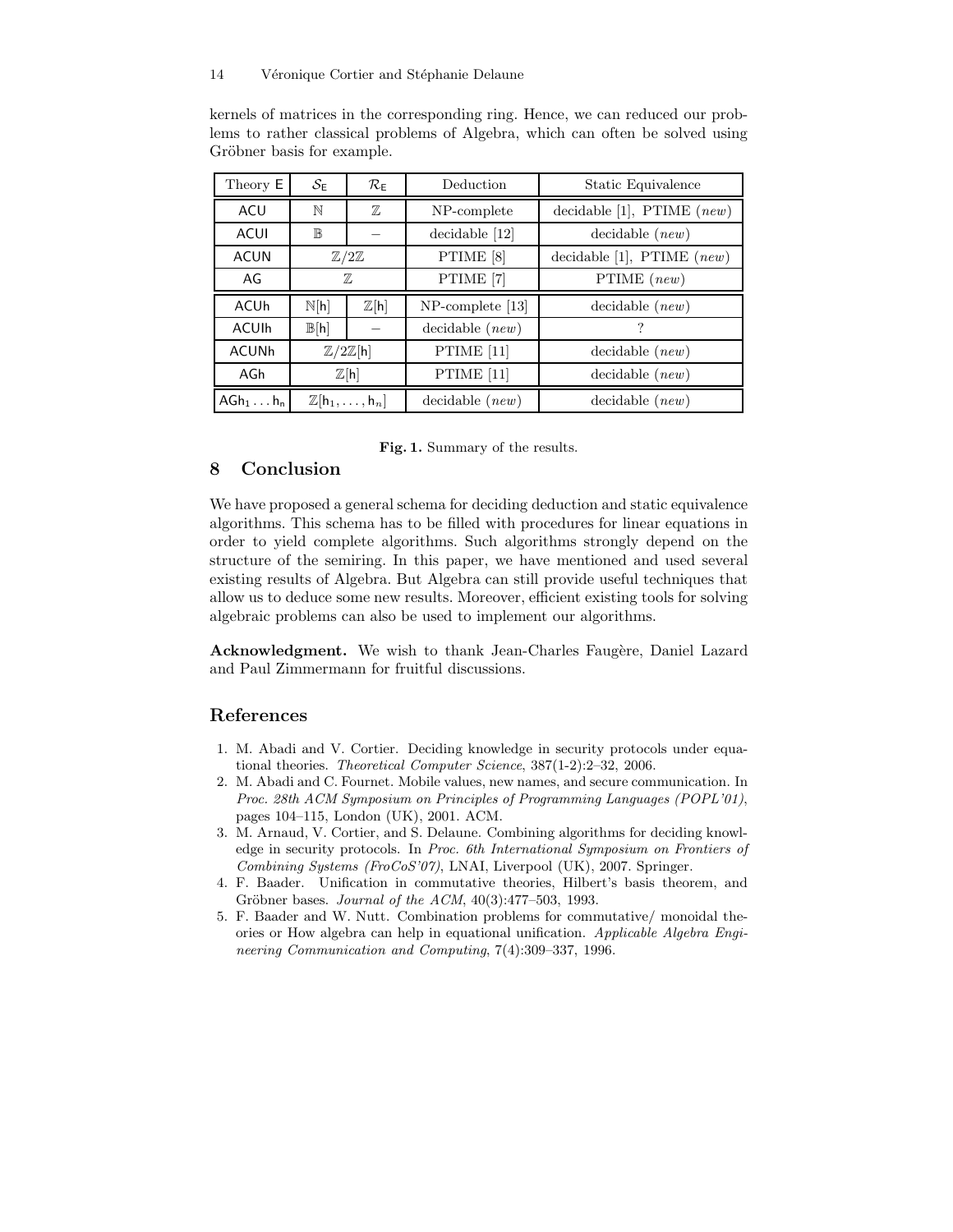kernels of matrices in the corresponding ring. Hence, we can reduced our problems to rather classical problems of Algebra, which can often be solved using Gröbner basis for example.

| Theory $\mathsf{E}$ | $\mathcal{S}_\mathsf{E}$ | $\mathcal{R}_\mathsf{E}$ | Deduction | Static Equivalence |
|---|---|---|---|---|
| ACU | $\mathbb{N}$ | $\mathbb{Z}$ | NP-complete | decidable [1], PTIME (*new*) |
| ACUI | $\mathbb{B}$ | – | decidable [12] | decidable (*new*) |
| ACUN | $\mathbb{Z}/2\mathbb{Z}$ | | PTIME [8] | decidable [1], PTIME (*new*) |
| AG | $\mathbb{Z}$ | | PTIME [7] | PTIME (*new*) |
| ACUh | $\mathbb{N}[\mathsf{h}]$ | $\mathbb{Z}[\mathsf{h}]$ | NP-complete [13] | decidable (*new*) |
| ACUIh | $\mathbb{B}[\mathsf{h}]$ | – | decidable (*new*) | ? |
| ACUNh | $\mathbb{Z}/2\mathbb{Z}[\mathsf{h}]$ | | PTIME [11] | decidable (*new*) |
| AGh | $\mathbb{Z}[\mathsf{h}]$ | | PTIME [11] | decidable (*new*) |
| $\mathsf{AGh_1 \ldots h_n}$ | $\mathbb{Z}[\mathsf{h}_1, \ldots, \mathsf{h}_n]$ | | decidable (*new*) | decidable (*new*) |

**Fig. 1.** Summary of the results.

## 8 Conclusion

We have proposed a general schema for deciding deduction and static equivalence algorithms. This schema has to be filled with procedures for linear equations in order to yield complete algorithms. Such algorithms strongly depend on the structure of the semiring. In this paper, we have mentioned and used several existing results of Algebra. But Algebra can still provide useful techniques that allow us to deduce some new results. Moreover, efficient existing tools for solving algebraic problems can also be used to implement our algorithms.

**Acknowledgment.** We wish to thank Jean-Charles Faugère, Daniel Lazard and Paul Zimmermann for fruitful discussions.

## References

1. M. Abadi and V. Cortier. Deciding knowledge in security protocols under equational theories. *Theoretical Computer Science*, 387(1-2):2–32, 2006.
2. M. Abadi and C. Fournet. Mobile values, new names, and secure communication. In *Proc. 28th ACM Symposium on Principles of Programming Languages (POPL'01)*, pages 104–115, London (UK), 2001. ACM.
3. M. Arnaud, V. Cortier, and S. Delaune. Combining algorithms for deciding knowledge in security protocols. In *Proc. 6th International Symposium on Frontiers of Combining Systems (FroCoS'07)*, LNAI, Liverpool (UK), 2007. Springer.
4. F. Baader. Unification in commutative theories, Hilbert's basis theorem, and Gröbner bases. *Journal of the ACM*, 40(3):477–503, 1993.
5. F. Baader and W. Nutt. Combination problems for commutative/ monoidal theories or How algebra can help in equational unification. *Applicable Algebra Engineering Communication and Computing*, 7(4):309–337, 1996.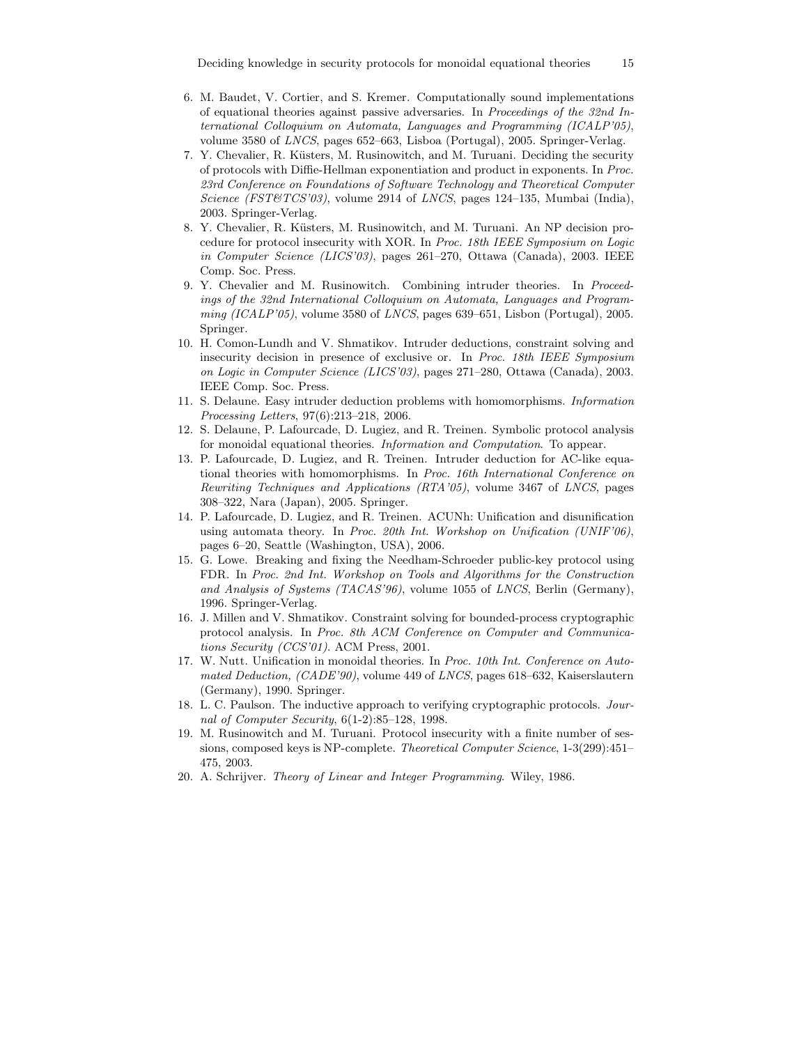6. M. Baudet, V. Cortier, and S. Kremer. Computationally sound implementations of equational theories against passive adversaries. In *Proceedings of the 32nd International Colloquium on Automata, Languages and Programming (ICALP'05)*, volume 3580 of *LNCS*, pages 652–663, Lisboa (Portugal), 2005. Springer-Verlag.
7. Y. Chevalier, R. Küsters, M. Rusinowitch, and M. Turuani. Deciding the security of protocols with Diffie-Hellman exponentiation and product in exponents. In *Proc. 23rd Conference on Foundations of Software Technology and Theoretical Computer Science (FST&TCS'03)*, volume 2914 of *LNCS*, pages 124–135, Mumbai (India), 2003. Springer-Verlag.
8. Y. Chevalier, R. Küsters, M. Rusinowitch, and M. Turuani. An NP decision procedure for protocol insecurity with XOR. In *Proc. 18th IEEE Symposium on Logic in Computer Science (LICS'03)*, pages 261–270, Ottawa (Canada), 2003. IEEE Comp. Soc. Press.
9. Y. Chevalier and M. Rusinowitch. Combining intruder theories. In *Proceedings of the 32nd International Colloquium on Automata, Languages and Programming (ICALP'05)*, volume 3580 of *LNCS*, pages 639–651, Lisbon (Portugal), 2005. Springer.
10. H. Comon-Lundh and V. Shmatikov. Intruder deductions, constraint solving and insecurity decision in presence of exclusive or. In *Proc. 18th IEEE Symposium on Logic in Computer Science (LICS'03)*, pages 271–280, Ottawa (Canada), 2003. IEEE Comp. Soc. Press.
11. S. Delaune. Easy intruder deduction problems with homomorphisms. *Information Processing Letters*, 97(6):213–218, 2006.
12. S. Delaune, P. Lafourcade, D. Lugiez, and R. Treinen. Symbolic protocol analysis for monoidal equational theories. *Information and Computation*. To appear.
13. P. Lafourcade, D. Lugiez, and R. Treinen. Intruder deduction for AC-like equational theories with homomorphisms. In *Proc. 16th International Conference on Rewriting Techniques and Applications (RTA'05)*, volume 3467 of *LNCS*, pages 308–322, Nara (Japan), 2005. Springer.
14. P. Lafourcade, D. Lugiez, and R. Treinen. ACUNh: Unification and disunification using automata theory. In *Proc. 20th Int. Workshop on Unification (UNIF'06)*, pages 6–20, Seattle (Washington, USA), 2006.
15. G. Lowe. Breaking and fixing the Needham-Schroeder public-key protocol using FDR. In *Proc. 2nd Int. Workshop on Tools and Algorithms for the Construction and Analysis of Systems (TACAS'96)*, volume 1055 of *LNCS*, Berlin (Germany), 1996. Springer-Verlag.
16. J. Millen and V. Shmatikov. Constraint solving for bounded-process cryptographic protocol analysis. In *Proc. 8th ACM Conference on Computer and Communications Security (CCS'01)*. ACM Press, 2001.
17. W. Nutt. Unification in monoidal theories. In *Proc. 10th Int. Conference on Automated Deduction, (CADE'90)*, volume 449 of *LNCS*, pages 618–632, Kaiserslautern (Germany), 1990. Springer.
18. L. C. Paulson. The inductive approach to verifying cryptographic protocols. *Journal of Computer Security*, 6(1-2):85–128, 1998.
19. M. Rusinowitch and M. Turuani. Protocol insecurity with a finite number of sessions, composed keys is NP-complete. *Theoretical Computer Science*, 1-3(299):451–475, 2003.
20. A. Schrijver. *Theory of Linear and Integer Programming*. Wiley, 1986.